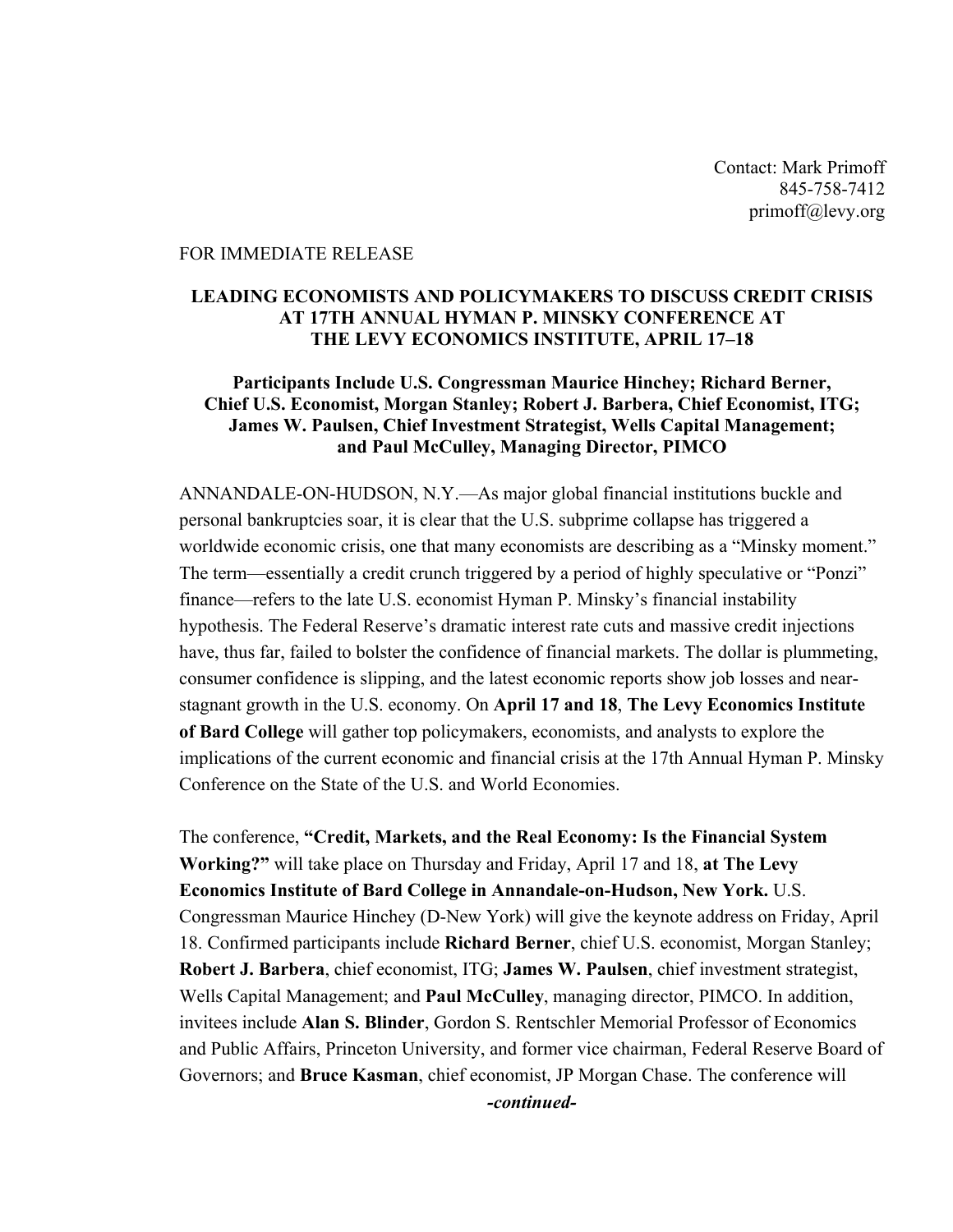Contact: Mark Primoff
845-758-7412
primoff@levy.org

FOR IMMEDIATE RELEASE

# LEADING ECONOMISTS AND POLICYMAKERS TO DISCUSS CREDIT CRISIS AT 17TH ANNUAL HYMAN P. MINSKY CONFERENCE AT THE LEVY ECONOMICS INSTITUTE, APRIL 17–18

## Participants Include U.S. Congressman Maurice Hinchey; Richard Berner, Chief U.S. Economist, Morgan Stanley; Robert J. Barbera, Chief Economist, ITG; James W. Paulsen, Chief Investment Strategist, Wells Capital Management; and Paul McCulley, Managing Director, PIMCO

ANNANDALE-ON-HUDSON, N.Y.—As major global financial institutions buckle and personal bankruptcies soar, it is clear that the U.S. subprime collapse has triggered a worldwide economic crisis, one that many economists are describing as a "Minsky moment." The term—essentially a credit crunch triggered by a period of highly speculative or "Ponzi" finance—refers to the late U.S. economist Hyman P. Minsky's financial instability hypothesis. The Federal Reserve's dramatic interest rate cuts and massive credit injections have, thus far, failed to bolster the confidence of financial markets. The dollar is plummeting, consumer confidence is slipping, and the latest economic reports show job losses and near-stagnant growth in the U.S. economy. On **April 17 and 18**, **The Levy Economics Institute of Bard College** will gather top policymakers, economists, and analysts to explore the implications of the current economic and financial crisis at the 17th Annual Hyman P. Minsky Conference on the State of the U.S. and World Economies.

The conference, **"Credit, Markets, and the Real Economy: Is the Financial System Working?"** will take place on Thursday and Friday, April 17 and 18, **at The Levy Economics Institute of Bard College in Annandale-on-Hudson, New York.** U.S. Congressman Maurice Hinchey (D-New York) will give the keynote address on Friday, April 18. Confirmed participants include **Richard Berner**, chief U.S. economist, Morgan Stanley; **Robert J. Barbera**, chief economist, ITG; **James W. Paulsen**, chief investment strategist, Wells Capital Management; and **Paul McCulley**, managing director, PIMCO. In addition, invitees include **Alan S. Blinder**, Gordon S. Rentschler Memorial Professor of Economics and Public Affairs, Princeton University, and former vice chairman, Federal Reserve Board of Governors; and **Bruce Kasman**, chief economist, JP Morgan Chase. The conference will

***-continued-***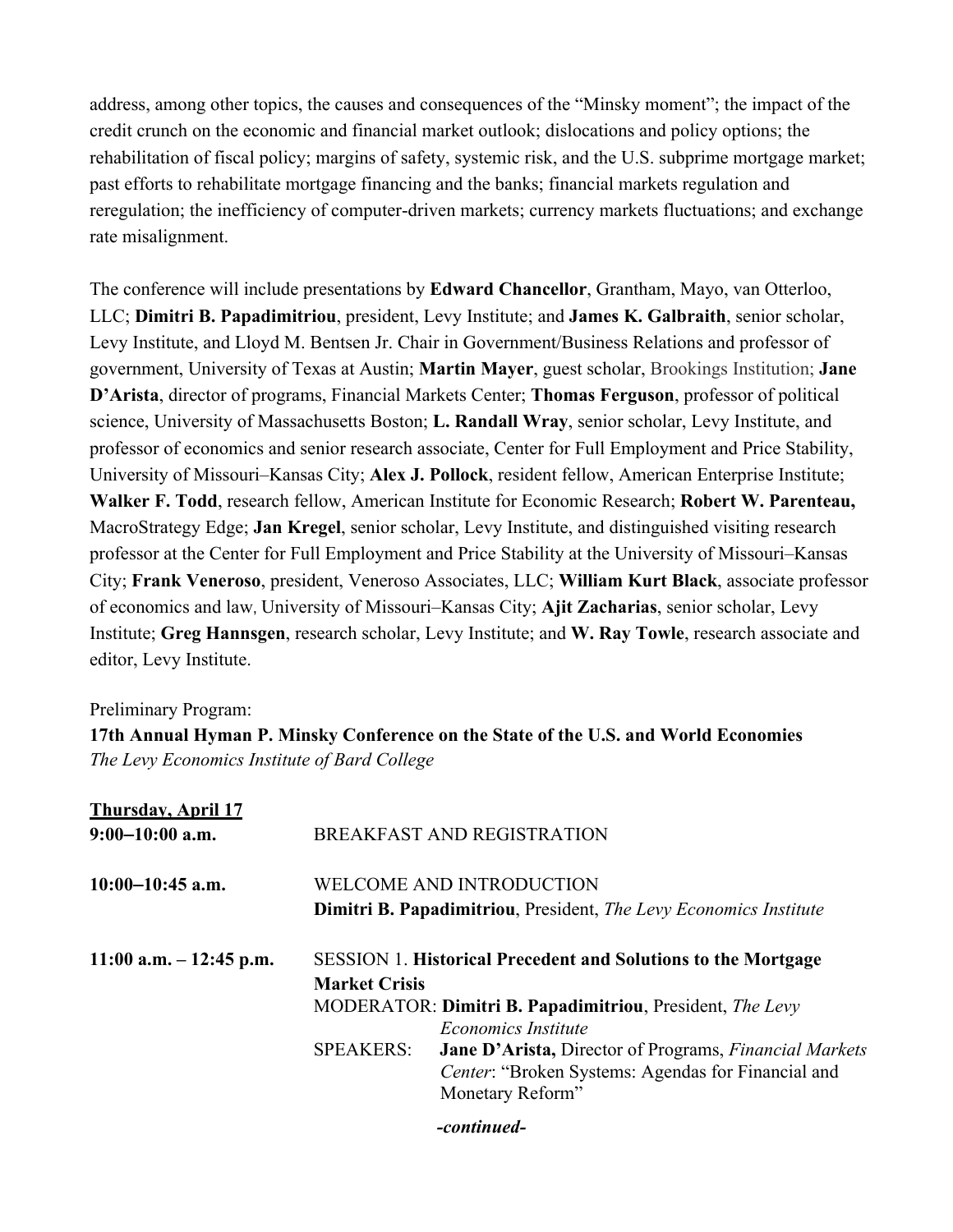address, among other topics, the causes and consequences of the "Minsky moment"; the impact of the credit crunch on the economic and financial market outlook; dislocations and policy options; the rehabilitation of fiscal policy; margins of safety, systemic risk, and the U.S. subprime mortgage market; past efforts to rehabilitate mortgage financing and the banks; financial markets regulation and reregulation; the inefficiency of computer-driven markets; currency markets fluctuations; and exchange rate misalignment.

The conference will include presentations by **Edward Chancellor**, Grantham, Mayo, van Otterloo, LLC; **Dimitri B. Papadimitriou**, president, Levy Institute; and **James K. Galbraith**, senior scholar, Levy Institute, and Lloyd M. Bentsen Jr. Chair in Government/Business Relations and professor of government, University of Texas at Austin; **Martin Mayer**, guest scholar, Brookings Institution; **Jane D'Arista**, director of programs, Financial Markets Center; **Thomas Ferguson**, professor of political science, University of Massachusetts Boston; **L. Randall Wray**, senior scholar, Levy Institute, and professor of economics and senior research associate, Center for Full Employment and Price Stability, University of Missouri–Kansas City; **Alex J. Pollock**, resident fellow, American Enterprise Institute; **Walker F. Todd**, research fellow, American Institute for Economic Research; **Robert W. Parenteau,** MacroStrategy Edge; **Jan Kregel**, senior scholar, Levy Institute, and distinguished visiting research professor at the Center for Full Employment and Price Stability at the University of Missouri–Kansas City; **Frank Veneroso**, president, Veneroso Associates, LLC; **William Kurt Black**, associate professor of economics and law, University of Missouri–Kansas City; **Ajit Zacharias**, senior scholar, Levy Institute; **Greg Hannsgen**, research scholar, Levy Institute; and **W. Ray Towle**, research associate and editor, Levy Institute.

Preliminary Program:

**17th Annual Hyman P. Minsky Conference on the State of the U.S. and World Economies**
*The Levy Economics Institute of Bard College*

**Thursday, April 17**

**9:00–10:00 a.m.** BREAKFAST AND REGISTRATION

**10:00–10:45 a.m.** WELCOME AND INTRODUCTION
**Dimitri B. Papadimitriou**, President, *The Levy Economics Institute*

**11:00 a.m. – 12:45 p.m.** SESSION 1. **Historical Precedent and Solutions to the Mortgage Market Crisis**

MODERATOR: **Dimitri B. Papadimitriou**, President, *The Levy Economics Institute*

SPEAKERS: **Jane D'Arista,** Director of Programs, *Financial Markets Center*: "Broken Systems: Agendas for Financial and Monetary Reform"

*-continued-*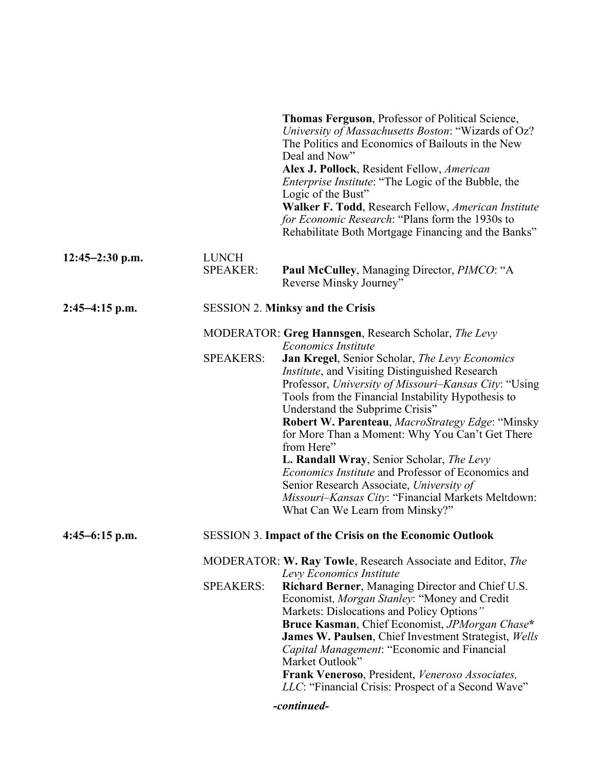**Thomas Ferguson**, Professor of Political Science, *University of Massachusetts Boston*: "Wizards of Oz? The Politics and Economics of Bailouts in the New Deal and Now"

**Alex J. Pollock**, Resident Fellow, *American Enterprise Institute*: "The Logic of the Bubble, the Logic of the Bust"

**Walker F. Todd**, Research Fellow, *American Institute for Economic Research*: "Plans form the 1930s to Rehabilitate Both Mortgage Financing and the Banks"

**12:45–2:30 p.m.** LUNCH

SPEAKER: **Paul McCulley**, Managing Director, *PIMCO*: "A Reverse Minsky Journey"

**2:45–4:15 p.m.** SESSION 2. **Minksy and the Crisis**

MODERATOR: **Greg Hannsgen**, Research Scholar, *The Levy Economics Institute*

SPEAKERS:

**Jan Kregel**, Senior Scholar, *The Levy Economics Institute*, and Visiting Distinguished Research Professor, *University of Missouri–Kansas City*: "Using Tools from the Financial Instability Hypothesis to Understand the Subprime Crisis"

**Robert W. Parenteau**, *MacroStrategy Edge*: "Minsky for More Than a Moment: Why You Can't Get There from Here"

**L. Randall Wray**, Senior Scholar, *The Levy Economics Institute* and Professor of Economics and Senior Research Associate, *University of Missouri–Kansas City*: "Financial Markets Meltdown: What Can We Learn from Minsky?"

**4:45–6:15 p.m.** SESSION 3. **Impact of the Crisis on the Economic Outlook**

MODERATOR: **W. Ray Towle**, Research Associate and Editor, *The Levy Economics Institute*

SPEAKERS:

**Richard Berner**, Managing Director and Chief U.S. Economist, *Morgan Stanley*: "Money and Credit Markets: Dislocations and Policy Options"

**Bruce Kasman**, Chief Economist, *JPMorgan Chase***

**James W. Paulsen**, Chief Investment Strategist, *Wells Capital Management*: "Economic and Financial Market Outlook"

**Frank Veneroso**, President, *Veneroso Associates, LLC*: "Financial Crisis: Prospect of a Second Wave"

***-continued-***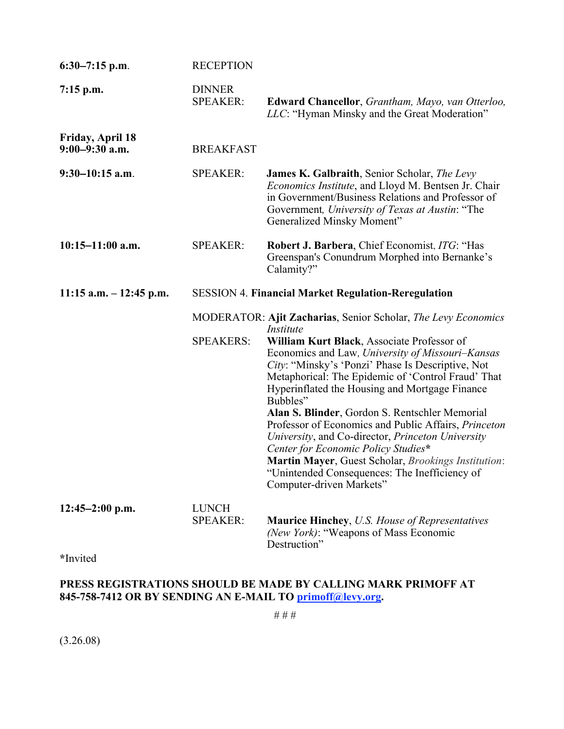**6:30–7:15 p.m.** RECEPTION

**7:15 p.m.** DINNER
SPEAKER: **Edward Chancellor**, *Grantham, Mayo, van Otterloo, LLC*: "Hyman Minsky and the Great Moderation"

**Friday, April 18**
**9:00–9:30 a.m.** BREAKFAST

**9:30–10:15 a.m.** SPEAKER: **James K. Galbraith**, Senior Scholar, *The Levy Economics Institute*, and Lloyd M. Bentsen Jr. Chair in Government/Business Relations and Professor of Government*, University of Texas at Austin*: "The Generalized Minsky Moment"

**10:15–11:00 a.m.** SPEAKER: **Robert J. Barbera**, Chief Economist, *ITG*: "Has Greenspan's Conundrum Morphed into Bernanke's Calamity?"

**11:15 a.m. – 12:45 p.m.** SESSION 4. **Financial Market Regulation-Reregulation**

MODERATOR: **Ajit Zacharias**, Senior Scholar, *The Levy Economics Institute*

SPEAKERS: **William Kurt Black**, Associate Professor of Economics and Law, *University of Missouri–Kansas City*: "Minsky's 'Ponzi' Phase Is Descriptive, Not Metaphorical: The Epidemic of 'Control Fraud' That Hyperinflated the Housing and Mortgage Finance Bubbles"

**Alan S. Blinder**, Gordon S. Rentschler Memorial Professor of Economics and Public Affairs, *Princeton University*, and Co-director, *Princeton University Center for Economic Policy Studies****

**Martin Mayer**, Guest Scholar, *Brookings Institution*: "Unintended Consequences: The Inefficiency of Computer-driven Markets"

**12:45–2:00 p.m.** LUNCH
SPEAKER: **Maurice Hinchey**, *U.S. House of Representatives (New York)*: "Weapons of Mass Economic Destruction"

*Invited

**PRESS REGISTRATIONS SHOULD BE MADE BY CALLING MARK PRIMOFF AT 845-758-7412 OR BY SENDING AN E-MAIL TO primoff@levy.org.**

# # #

(3.26.08)